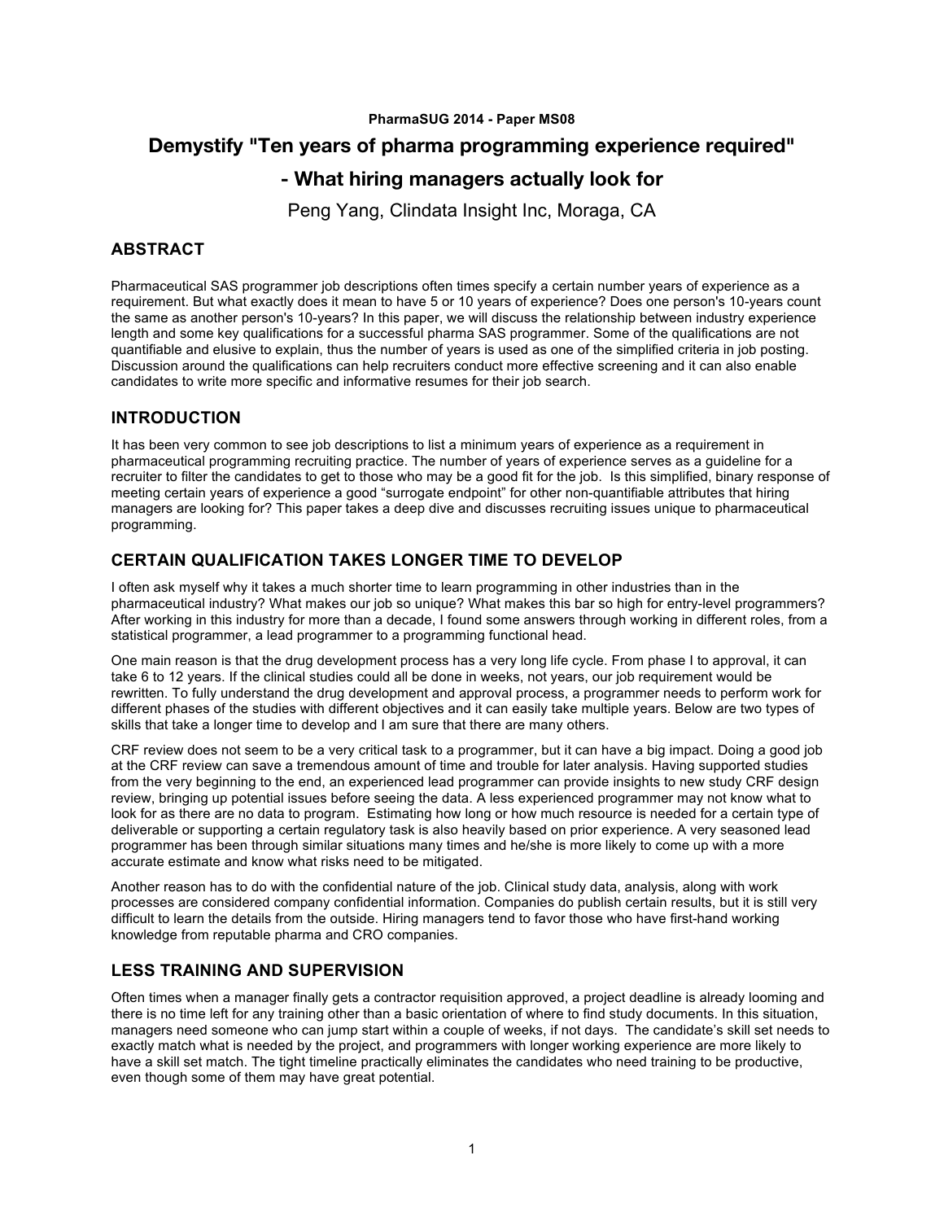**PharmaSUG 2014 - Paper MS08**

# Demystify "Ten years of pharma programming experience required" - What hiring managers actually look for

Peng Yang, Clindata Insight Inc, Moraga, CA

## ABSTRACT

Pharmaceutical SAS programmer job descriptions often times specify a certain number years of experience as a requirement. But what exactly does it mean to have 5 or 10 years of experience? Does one person's 10-years count the same as another person's 10-years? In this paper, we will discuss the relationship between industry experience length and some key qualifications for a successful pharma SAS programmer. Some of the qualifications are not quantifiable and elusive to explain, thus the number of years is used as one of the simplified criteria in job posting. Discussion around the qualifications can help recruiters conduct more effective screening and it can also enable candidates to write more specific and informative resumes for their job search.

## INTRODUCTION

It has been very common to see job descriptions to list a minimum years of experience as a requirement in pharmaceutical programming recruiting practice. The number of years of experience serves as a guideline for a recruiter to filter the candidates to get to those who may be a good fit for the job. Is this simplified, binary response of meeting certain years of experience a good "surrogate endpoint" for other non-quantifiable attributes that hiring managers are looking for? This paper takes a deep dive and discusses recruiting issues unique to pharmaceutical programming.

## CERTAIN QUALIFICATION TAKES LONGER TIME TO DEVELOP

I often ask myself why it takes a much shorter time to learn programming in other industries than in the pharmaceutical industry? What makes our job so unique? What makes this bar so high for entry-level programmers? After working in this industry for more than a decade, I found some answers through working in different roles, from a statistical programmer, a lead programmer to a programming functional head.

One main reason is that the drug development process has a very long life cycle. From phase I to approval, it can take 6 to 12 years. If the clinical studies could all be done in weeks, not years, our job requirement would be rewritten. To fully understand the drug development and approval process, a programmer needs to perform work for different phases of the studies with different objectives and it can easily take multiple years. Below are two types of skills that take a longer time to develop and I am sure that there are many others.

CRF review does not seem to be a very critical task to a programmer, but it can have a big impact. Doing a good job at the CRF review can save a tremendous amount of time and trouble for later analysis. Having supported studies from the very beginning to the end, an experienced lead programmer can provide insights to new study CRF design review, bringing up potential issues before seeing the data. A less experienced programmer may not know what to look for as there are no data to program. Estimating how long or how much resource is needed for a certain type of deliverable or supporting a certain regulatory task is also heavily based on prior experience. A very seasoned lead programmer has been through similar situations many times and he/she is more likely to come up with a more accurate estimate and know what risks need to be mitigated.

Another reason has to do with the confidential nature of the job. Clinical study data, analysis, along with work processes are considered company confidential information. Companies do publish certain results, but it is still very difficult to learn the details from the outside. Hiring managers tend to favor those who have first-hand working knowledge from reputable pharma and CRO companies.

## LESS TRAINING AND SUPERVISION

Often times when a manager finally gets a contractor requisition approved, a project deadline is already looming and there is no time left for any training other than a basic orientation of where to find study documents. In this situation, managers need someone who can jump start within a couple of weeks, if not days. The candidate's skill set needs to exactly match what is needed by the project, and programmers with longer working experience are more likely to have a skill set match. The tight timeline practically eliminates the candidates who need training to be productive, even though some of them may have great potential.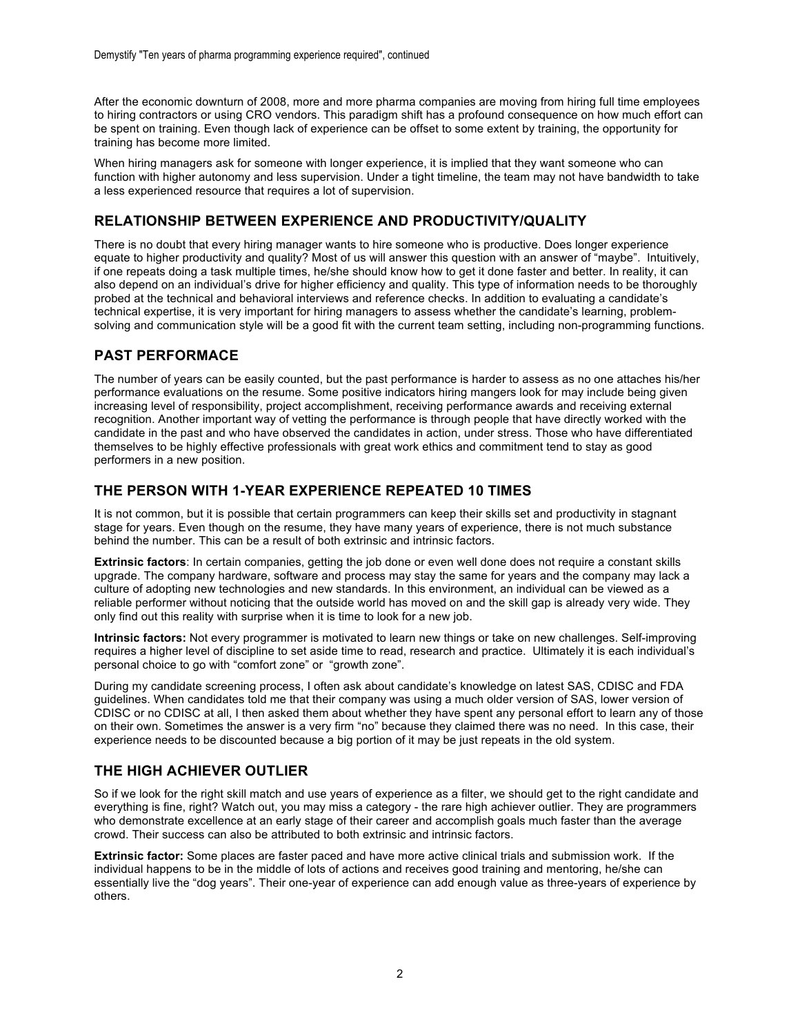After the economic downturn of 2008, more and more pharma companies are moving from hiring full time employees to hiring contractors or using CRO vendors. This paradigm shift has a profound consequence on how much effort can be spent on training. Even though lack of experience can be offset to some extent by training, the opportunity for training has become more limited.

When hiring managers ask for someone with longer experience, it is implied that they want someone who can function with higher autonomy and less supervision. Under a tight timeline, the team may not have bandwidth to take a less experienced resource that requires a lot of supervision.

## RELATIONSHIP BETWEEN EXPERIENCE AND PRODUCTIVITY/QUALITY

There is no doubt that every hiring manager wants to hire someone who is productive. Does longer experience equate to higher productivity and quality? Most of us will answer this question with an answer of "maybe". Intuitively, if one repeats doing a task multiple times, he/she should know how to get it done faster and better. In reality, it can also depend on an individual's drive for higher efficiency and quality. This type of information needs to be thoroughly probed at the technical and behavioral interviews and reference checks. In addition to evaluating a candidate's technical expertise, it is very important for hiring managers to assess whether the candidate's learning, problem-solving and communication style will be a good fit with the current team setting, including non-programming functions.

## PAST PERFORMACE

The number of years can be easily counted, but the past performance is harder to assess as no one attaches his/her performance evaluations on the resume. Some positive indicators hiring mangers look for may include being given increasing level of responsibility, project accomplishment, receiving performance awards and receiving external recognition. Another important way of vetting the performance is through people that have directly worked with the candidate in the past and who have observed the candidates in action, under stress. Those who have differentiated themselves to be highly effective professionals with great work ethics and commitment tend to stay as good performers in a new position.

## THE PERSON WITH 1-YEAR EXPERIENCE REPEATED 10 TIMES

It is not common, but it is possible that certain programmers can keep their skills set and productivity in stagnant stage for years. Even though on the resume, they have many years of experience, there is not much substance behind the number. This can be a result of both extrinsic and intrinsic factors.

**Extrinsic factors**: In certain companies, getting the job done or even well done does not require a constant skills upgrade. The company hardware, software and process may stay the same for years and the company may lack a culture of adopting new technologies and new standards. In this environment, an individual can be viewed as a reliable performer without noticing that the outside world has moved on and the skill gap is already very wide. They only find out this reality with surprise when it is time to look for a new job.

**Intrinsic factors:** Not every programmer is motivated to learn new things or take on new challenges. Self-improving requires a higher level of discipline to set aside time to read, research and practice. Ultimately it is each individual's personal choice to go with "comfort zone" or "growth zone".

During my candidate screening process, I often ask about candidate's knowledge on latest SAS, CDISC and FDA guidelines. When candidates told me that their company was using a much older version of SAS, lower version of CDISC or no CDISC at all, I then asked them about whether they have spent any personal effort to learn any of those on their own. Sometimes the answer is a very firm "no" because they claimed there was no need. In this case, their experience needs to be discounted because a big portion of it may be just repeats in the old system.

## THE HIGH ACHIEVER OUTLIER

So if we look for the right skill match and use years of experience as a filter, we should get to the right candidate and everything is fine, right? Watch out, you may miss a category - the rare high achiever outlier. They are programmers who demonstrate excellence at an early stage of their career and accomplish goals much faster than the average crowd. Their success can also be attributed to both extrinsic and intrinsic factors.

**Extrinsic factor:** Some places are faster paced and have more active clinical trials and submission work. If the individual happens to be in the middle of lots of actions and receives good training and mentoring, he/she can essentially live the "dog years". Their one-year of experience can add enough value as three-years of experience by others.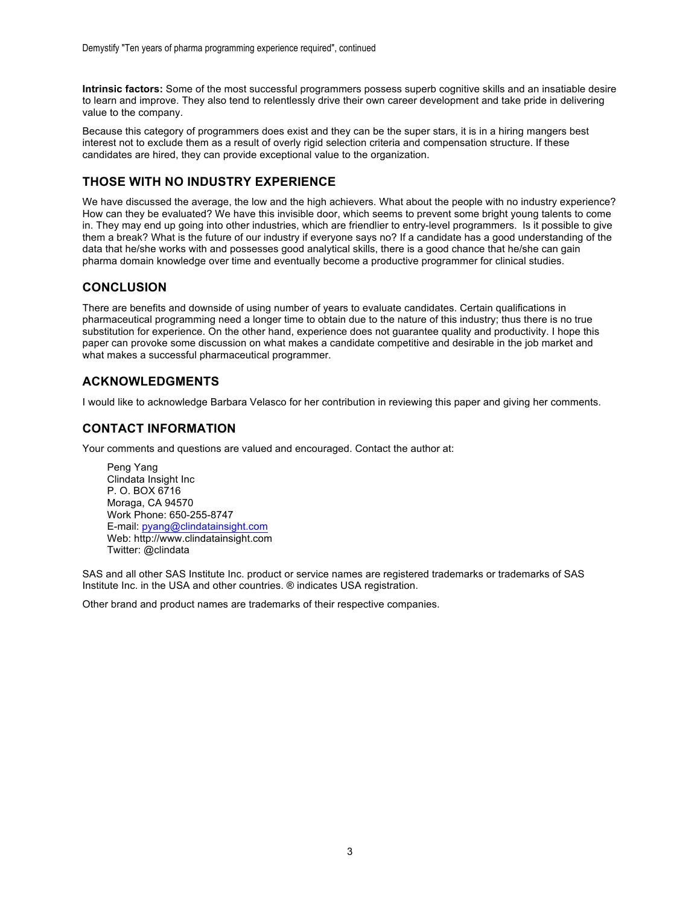**Intrinsic factors:** Some of the most successful programmers possess superb cognitive skills and an insatiable desire to learn and improve. They also tend to relentlessly drive their own career development and take pride in delivering value to the company.

Because this category of programmers does exist and they can be the super stars, it is in a hiring mangers best interest not to exclude them as a result of overly rigid selection criteria and compensation structure. If these candidates are hired, they can provide exceptional value to the organization.

## THOSE WITH NO INDUSTRY EXPERIENCE

We have discussed the average, the low and the high achievers. What about the people with no industry experience? How can they be evaluated? We have this invisible door, which seems to prevent some bright young talents to come in. They may end up going into other industries, which are friendlier to entry-level programmers. Is it possible to give them a break? What is the future of our industry if everyone says no? If a candidate has a good understanding of the data that he/she works with and possesses good analytical skills, there is a good chance that he/she can gain pharma domain knowledge over time and eventually become a productive programmer for clinical studies.

## CONCLUSION

There are benefits and downside of using number of years to evaluate candidates. Certain qualifications in pharmaceutical programming need a longer time to obtain due to the nature of this industry; thus there is no true substitution for experience. On the other hand, experience does not guarantee quality and productivity. I hope this paper can provoke some discussion on what makes a candidate competitive and desirable in the job market and what makes a successful pharmaceutical programmer.

## ACKNOWLEDGMENTS

I would like to acknowledge Barbara Velasco for her contribution in reviewing this paper and giving her comments.

## CONTACT INFORMATION

Your comments and questions are valued and encouraged. Contact the author at:

Peng Yang
Clindata Insight Inc
P. O. BOX 6716
Moraga, CA 94570
Work Phone: 650-255-8747
E-mail: pyang@clindatainsight.com
Web: http://www.clindatainsight.com
Twitter: @clindata

SAS and all other SAS Institute Inc. product or service names are registered trademarks or trademarks of SAS Institute Inc. in the USA and other countries. ® indicates USA registration.

Other brand and product names are trademarks of their respective companies.